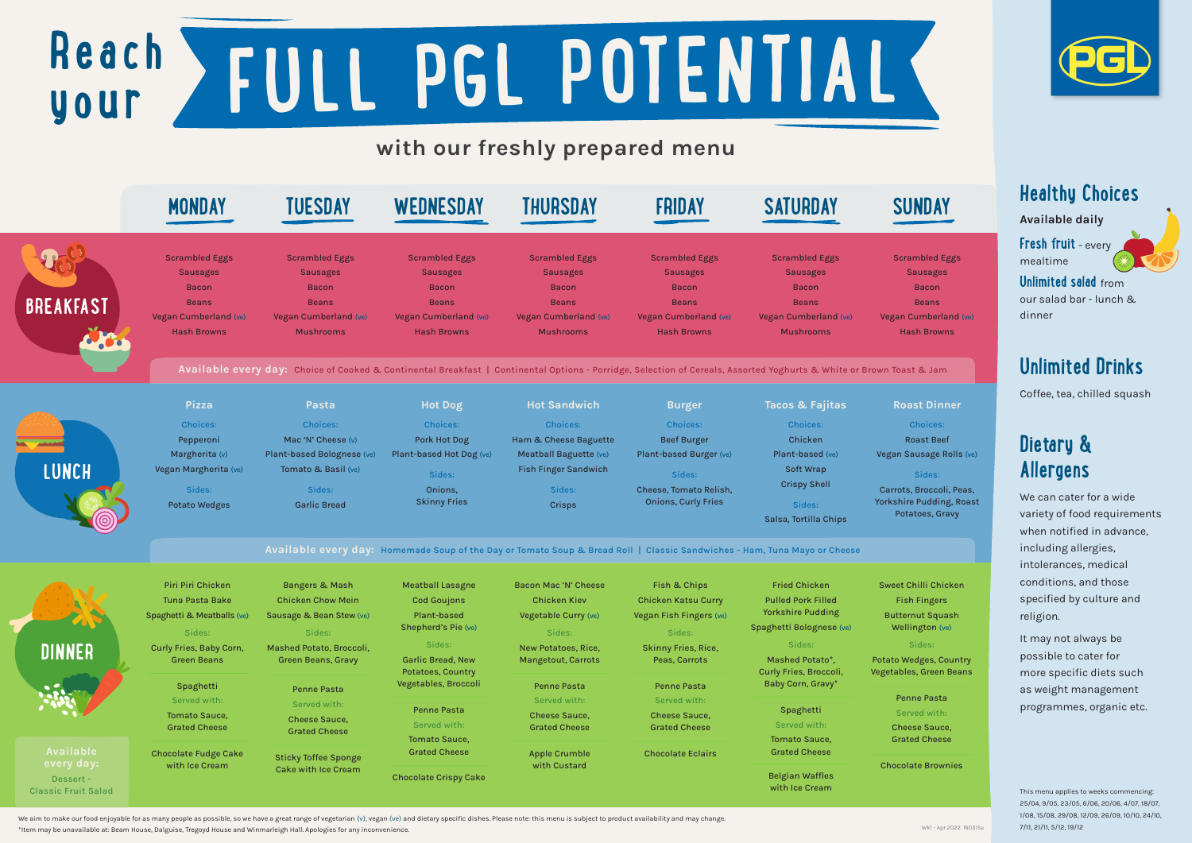# Reach your FULL PGL POTENTIAL

## with our freshly prepared menu

| | MONDAY | TUESDAY | WEDNESDAY | THURSDAY | FRIDAY | SATURDAY | SUNDAY |
|---|---|---|---|---|---|---|---|
| **BREAKFAST** | Scrambled Eggs<br>Sausages<br>Bacon<br>Beans<br>Vegan Cumberland (ve)<br>Hash Browns | Scrambled Eggs<br>Sausages<br>Bacon<br>Beans<br>Vegan Cumberland (ve)<br>Mushrooms | Scrambled Eggs<br>Sausages<br>Bacon<br>Beans<br>Vegan Cumberland (ve)<br>Hash Browns | Scrambled Eggs<br>Sausages<br>Bacon<br>Beans<br>Vegan Cumberland (ve)<br>Mushrooms | Scrambled Eggs<br>Sausages<br>Bacon<br>Beans<br>Vegan Cumberland (ve)<br>Hash Browns | Scrambled Eggs<br>Sausages<br>Bacon<br>Beans<br>Vegan Cumberland (ve)<br>Mushrooms | Scrambled Eggs<br>Sausages<br>Bacon<br>Beans<br>Vegan Cumberland (ve)<br>Hash Browns |
| **LUNCH** | **Pizza**<br>Choices:<br>Pepperoni<br>Margherita (v)<br>Vegan Margherita (ve)<br>Sides:<br>Potato Wedges | **Pasta**<br>Choices:<br>Mac 'N' Cheese (v)<br>Plant-based Bolognese (ve)<br>Tomato & Basil (ve)<br>Sides:<br>Garlic Bread | **Hot Dog**<br>Choices:<br>Pork Hot Dog<br>Plant-based Hot Dog (ve)<br>Sides:<br>Onions,<br>Skinny Fries | **Hot Sandwich**<br>Choices:<br>Ham & Cheese Baguette<br>Meatball Baguette (ve)<br>Fish Finger Sandwich<br>Sides:<br>Crisps | **Burger**<br>Choices:<br>Beef Burger<br>Plant-based Burger (ve)<br>Sides:<br>Cheese, Tomato Relish,<br>Onions, Curly Fries | **Tacos & Fajitas**<br>Choices:<br>Chicken<br>Plant-based (ve)<br>Soft Wrap<br>Crispy Shell<br>Sides:<br>Salsa, Tortilla Chips | **Roast Dinner**<br>Choices:<br>Roast Beef<br>Vegan Sausage Rolls (ve)<br>Sides:<br>Carrots, Broccoli, Peas,<br>Yorkshire Pudding, Roast Potatoes, Gravy |
| **DINNER** | Piri Piri Chicken<br>Tuna Pasta Bake<br>Spaghetti & Meatballs (ve)<br>Sides:<br>Curly Fries, Baby Corn,<br>Green Beans<br><br>Spaghetti<br>Served with:<br>Tomato Sauce,<br>Grated Cheese<br><br>Chocolate Fudge Cake with Ice Cream | Bangers & Mash<br>Chicken Chow Mein<br>Sausage & Bean Stew (ve)<br>Sides:<br>Mashed Potato, Broccoli,<br>Green Beans, Gravy<br><br>Penne Pasta<br>Served with:<br>Cheese Sauce,<br>Grated Cheese<br><br>Sticky Toffee Sponge Cake with Ice Cream | Meatball Lasagne<br>Cod Goujons<br>Plant-based Shepherd's Pie (ve)<br>Sides:<br>Garlic Bread, New Potatoes, Country Vegetables, Broccoli<br><br>Penne Pasta<br>Served with:<br>Tomato Sauce,<br>Grated Cheese<br><br>Chocolate Crispy Cake | Bacon Mac 'N' Cheese<br>Chicken Kiev<br>Vegetable Curry (ve)<br>Sides:<br>New Potatoes, Rice,<br>Mangetout, Carrots<br><br>Penne Pasta<br>Served with:<br>Cheese Sauce,<br>Grated Cheese<br><br>Apple Crumble with Custard | Fish & Chips<br>Chicken Katsu Curry<br>Vegan Fish Fingers (ve)<br>Sides:<br>Skinny Fries, Rice,<br>Peas, Carrots<br><br>Penne Pasta<br>Served with:<br>Cheese Sauce,<br>Grated Cheese<br><br>Chocolate Eclairs | Fried Chicken<br>Pulled Pork Filled Yorkshire Pudding<br>Spaghetti Bolognese (ve)<br>Sides:<br>Mashed Potato*,<br>Curly Fries, Broccoli,<br>Baby Corn, Gravy*<br><br>Spaghetti<br>Served with:<br>Tomato Sauce,<br>Grated Cheese<br><br>Belgian Waffles with Ice Cream | Sweet Chilli Chicken<br>Fish Fingers<br>Butternut Squash Wellington (ve)<br>Sides:<br>Potato Wedges, Country Vegetables, Green Beans<br><br>Penne Pasta<br>Served with:<br>Cheese Sauce,<br>Grated Cheese<br><br>Chocolate Brownies |

**Breakfast – Available every day:** Choice of Cooked & Continental Breakfast | Continental Options - Porridge, Selection of Cereals, Assorted Yoghurts & White or Brown Toast & Jam

**Lunch – Available every day:** Homemade Soup of the Day or Tomato Soup & Bread Roll | Classic Sandwiches - Ham, Tuna Mayo or Cheese

**Dinner – Available every day:** Dessert - Classic Fruit Salad

## Healthy Choices

**Available daily**

**Fresh fruit** - every mealtime

**Unlimited salad** from our salad bar - lunch & dinner

## Unlimited Drinks

Coffee, tea, chilled squash

## Dietary & Allergens

We can cater for a wide variety of food requirements when notified in advance, including allergies, intolerances, medical conditions, and those specified by culture and religion.

It may not always be possible to cater for more specific diets such as weight management programmes, organic etc.

This menu applies to weeks commencing: 25/04, 9/05, 23/05, 6/06, 20/06, 4/07, 18/07, 1/08, 15/08, 29/08, 12/09, 26/09, 10/10, 24/10, 7/11, 21/11, 5/12, 19/12

We aim to make our food enjoyable for as many people as possible, so we have a great range of vegetarian (v), vegan (ve) and dietary specific dishes. Please note: this menu is subject to product availability and may change.

*Item may be unavailable at: Beam House, Dalguise, Tregoyd House and Winmarleigh Hall. Apologies for any inconvenience.

Wk1 - Apr 2022 160315a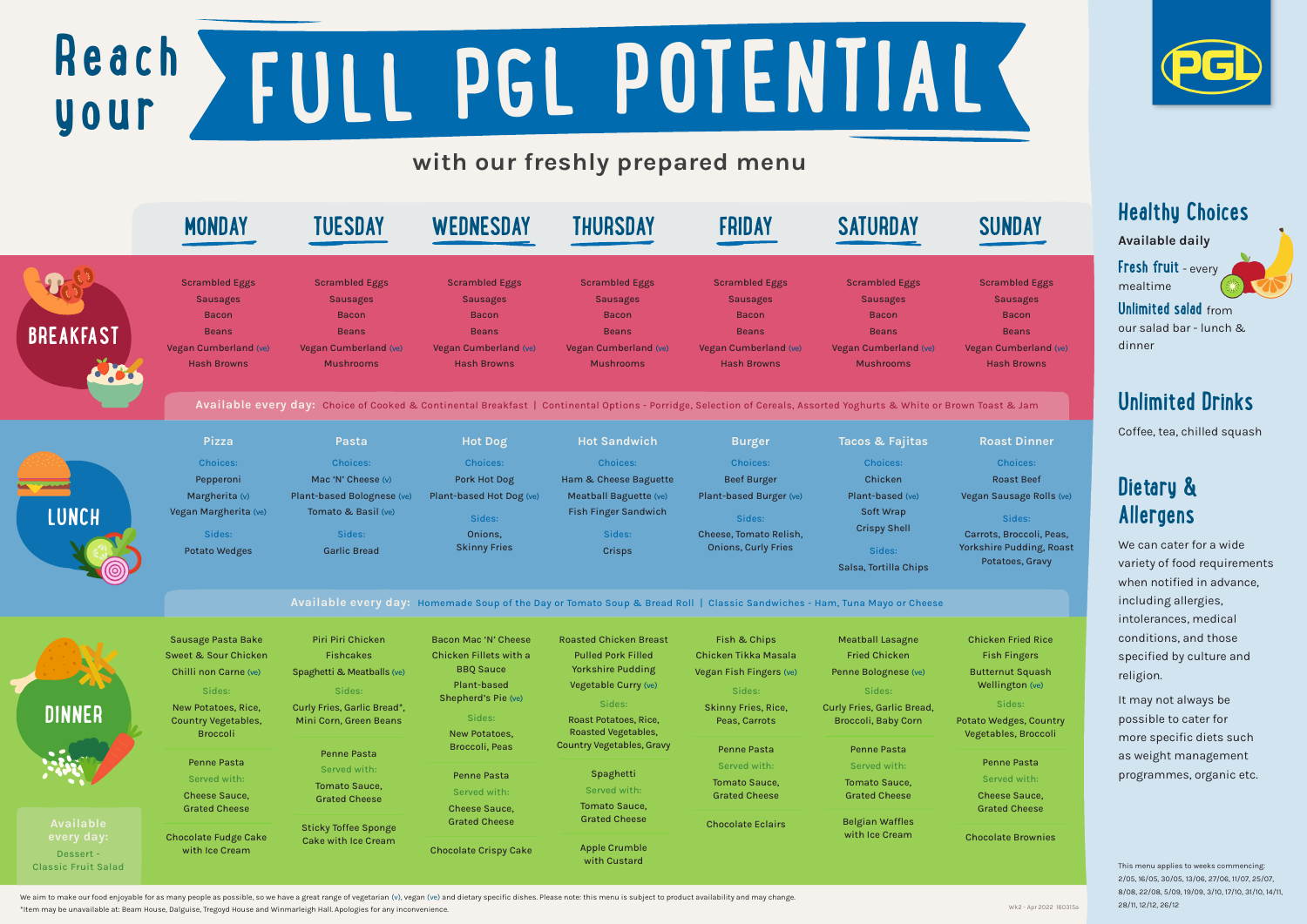# Reach your FULL PGL POTENTIAL

## with our freshly prepared menu

| | MONDAY | TUESDAY | WEDNESDAY | THURSDAY | FRIDAY | SATURDAY | SUNDAY |
|---|---|---|---|---|---|---|---|
| **BREAKFAST** | Scrambled Eggs<br>Sausages<br>Bacon<br>Beans<br>Vegan Cumberland (ve)<br>Hash Browns | Scrambled Eggs<br>Sausages<br>Bacon<br>Beans<br>Vegan Cumberland (ve)<br>Mushrooms | Scrambled Eggs<br>Sausages<br>Bacon<br>Beans<br>Vegan Cumberland (ve)<br>Hash Browns | Scrambled Eggs<br>Sausages<br>Bacon<br>Beans<br>Vegan Cumberland (ve)<br>Mushrooms | Scrambled Eggs<br>Sausages<br>Bacon<br>Beans<br>Vegan Cumberland (ve)<br>Hash Browns | Scrambled Eggs<br>Sausages<br>Bacon<br>Beans<br>Vegan Cumberland (ve)<br>Mushrooms | Scrambled Eggs<br>Sausages<br>Bacon<br>Beans<br>Vegan Cumberland (ve)<br>Hash Browns |
| **LUNCH** | **Pizza**<br>Choices:<br>Pepperoni<br>Margherita (v)<br>Vegan Margherita (ve)<br>Sides:<br>Potato Wedges | **Pasta**<br>Choices:<br>Mac 'N' Cheese (v)<br>Plant-based Bolognese (ve)<br>Tomato & Basil (ve)<br>Sides:<br>Garlic Bread | **Hot Dog**<br>Choices:<br>Pork Hot Dog<br>Plant-based Hot Dog (ve)<br>Sides:<br>Onions,<br>Skinny Fries | **Hot Sandwich**<br>Choices:<br>Ham & Cheese Baguette<br>Meatball Baguette (ve)<br>Fish Finger Sandwich<br>Sides:<br>Crisps | **Burger**<br>Choices:<br>Beef Burger<br>Plant-based Burger (ve)<br>Sides:<br>Cheese, Tomato Relish, Onions, Curly Fries | **Tacos & Fajitas**<br>Choices:<br>Chicken<br>Plant-based (ve)<br>Soft Wrap<br>Crispy Shell<br>Sides:<br>Salsa, Tortilla Chips | **Roast Dinner**<br>Choices:<br>Roast Beef<br>Vegan Sausage Rolls (ve)<br>Sides:<br>Carrots, Broccoli, Peas, Yorkshire Pudding, Roast Potatoes, Gravy |
| **DINNER** | Sausage Pasta Bake<br>Sweet & Sour Chicken<br>Chilli non Carne (ve)<br>Sides:<br>New Potatoes, Rice, Country Vegetables, Broccoli<br><br>Penne Pasta<br>Served with:<br>Cheese Sauce, Grated Cheese<br><br>Chocolate Fudge Cake with Ice Cream | Piri Piri Chicken<br>Fishcakes<br>Spaghetti & Meatballs (ve)<br>Sides:<br>Curly Fries, Garlic Bread*, Mini Corn, Green Beans<br><br>Penne Pasta<br>Served with:<br>Tomato Sauce, Grated Cheese<br><br>Sticky Toffee Sponge Cake with Ice Cream | Bacon Mac 'N' Cheese<br>Chicken Fillets with a BBQ Sauce<br>Plant-based Shepherd's Pie (ve)<br>Sides:<br>New Potatoes, Broccoli, Peas<br><br>Penne Pasta<br>Served with:<br>Cheese Sauce, Grated Cheese<br><br>Chocolate Crispy Cake | Roasted Chicken Breast<br>Pulled Pork Filled Yorkshire Pudding<br>Vegetable Curry (ve)<br>Sides:<br>Roast Potatoes, Rice, Roasted Vegetables, Country Vegetables, Gravy<br><br>Spaghetti<br>Served with:<br>Tomato Sauce, Grated Cheese<br><br>Apple Crumble with Custard | Fish & Chips<br>Chicken Tikka Masala<br>Vegan Fish Fingers (ve)<br>Sides:<br>Skinny Fries, Rice, Peas, Carrots<br><br>Penne Pasta<br>Served with:<br>Tomato Sauce, Grated Cheese<br><br>Chocolate Eclairs | Meatball Lasagne<br>Fried Chicken<br>Penne Bolognese (ve)<br>Sides:<br>Curly Fries, Garlic Bread, Broccoli, Baby Corn<br><br>Penne Pasta<br>Served with:<br>Tomato Sauce, Grated Cheese<br><br>Belgian Waffles with Ice Cream | Chicken Fried Rice<br>Fish Fingers<br>Butternut Squash Wellington (ve)<br>Sides:<br>Potato Wedges, Country Vegetables, Broccoli<br><br>Penne Pasta<br>Served with:<br>Cheese Sauce, Grated Cheese<br><br>Chocolate Brownies |

**Breakfast – Available every day:** Choice of Cooked & Continental Breakfast | Continental Options - Porridge, Selection of Cereals, Assorted Yoghurts & White or Brown Toast & Jam

**Lunch – Available every day:** Homemade Soup of the Day or Tomato Soup & Bread Roll | Classic Sandwiches - Ham, Tuna Mayo or Cheese

**Dinner – Available every day:** Dessert - Classic Fruit Salad

We aim to make our food enjoyable for as many people as possible, so we have a great range of vegetarian (v), vegan (ve) and dietary specific dishes. Please note: this menu is subject to product availability and may change.

*Item may be unavailable at: Beam House, Dalguise, Tregoyd House and Winmarleigh Hall. Apologies for any inconvenience.

Wk2 - Apr 2022 160315a

## Healthy Choices

**Available daily**

**Fresh fruit** - every mealtime

**Unlimited salad** from our salad bar - lunch & dinner

## Unlimited Drinks

Coffee, tea, chilled squash

## Dietary & Allergens

We can cater for a wide variety of food requirements when notified in advance, including allergies, intolerances, medical conditions, and those specified by culture and religion.

It may not always be possible to cater for more specific diets such as weight management programmes, organic etc.

This menu applies to weeks commencing: 2/05, 16/05, 30/05, 13/06, 27/06, 11/07, 25/07, 8/08, 22/08, 5/09, 19/09, 3/10, 17/10, 31/10, 14/11, 28/11, 12/12, 26/12